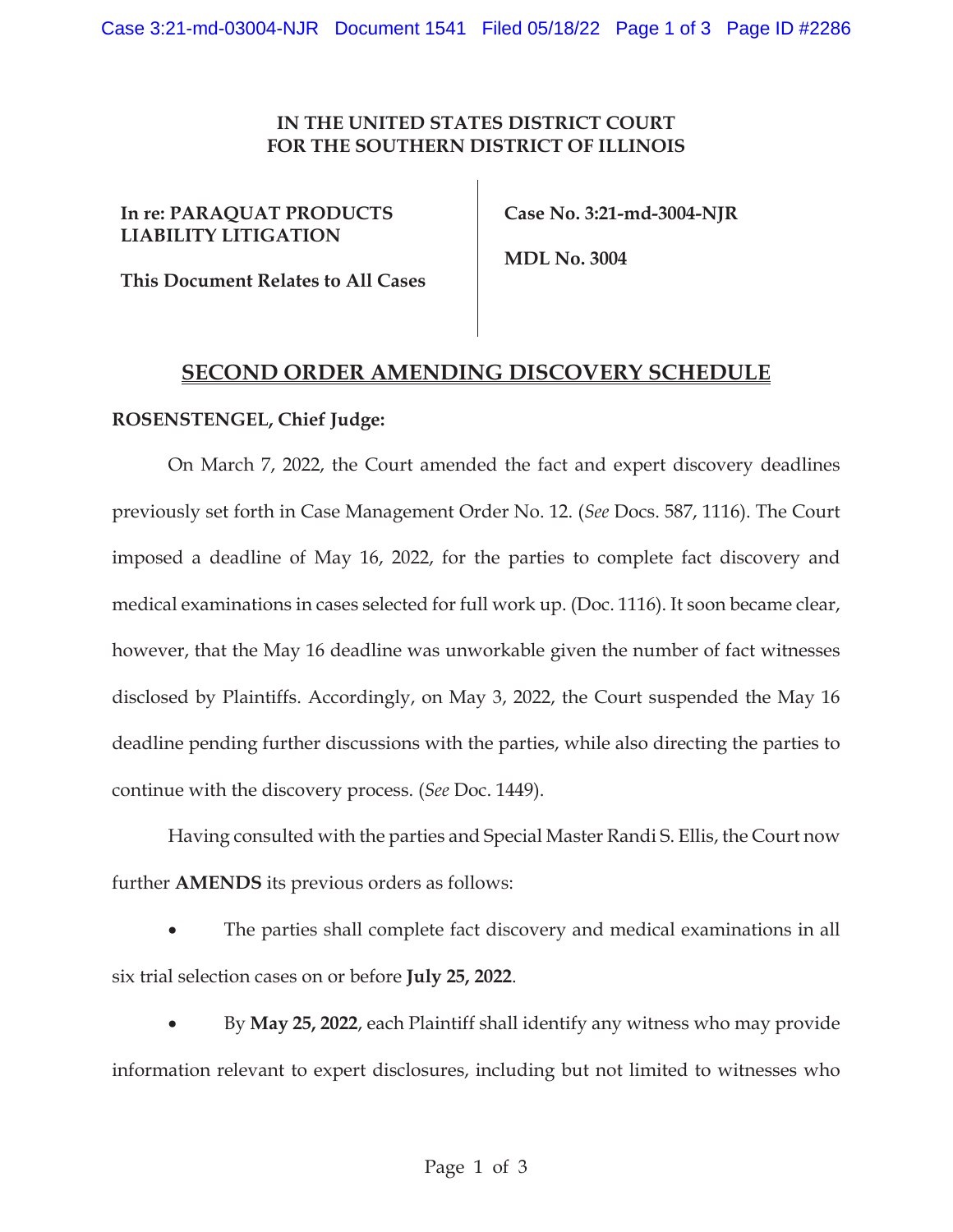**IN THE UNITED STATES DISTRICT COURT
FOR THE SOUTHERN DISTRICT OF ILLINOIS**

| | |
|---|---|
| **In re: PARAQUAT PRODUCTS LIABILITY LITIGATION**<br><br>**This Document Relates to All Cases** | **Case No. 3:21-md-3004-NJR**<br><br>**MDL No. 3004** |

# SECOND ORDER AMENDING DISCOVERY SCHEDULE

**ROSENSTENGEL, Chief Judge:**

On March 7, 2022, the Court amended the fact and expert discovery deadlines previously set forth in Case Management Order No. 12. (*See* Docs. 587, 1116). The Court imposed a deadline of May 16, 2022, for the parties to complete fact discovery and medical examinations in cases selected for full work up. (Doc. 1116). It soon became clear, however, that the May 16 deadline was unworkable given the number of fact witnesses disclosed by Plaintiffs. Accordingly, on May 3, 2022, the Court suspended the May 16 deadline pending further discussions with the parties, while also directing the parties to continue with the discovery process. (*See* Doc. 1449).

Having consulted with the parties and Special Master Randi S. Ellis, the Court now further **AMENDS** its previous orders as follows:

- The parties shall complete fact discovery and medical examinations in all six trial selection cases on or before **July 25, 2022**.
- By **May 25, 2022**, each Plaintiff shall identify any witness who may provide information relevant to expert disclosures, including but not limited to witnesses who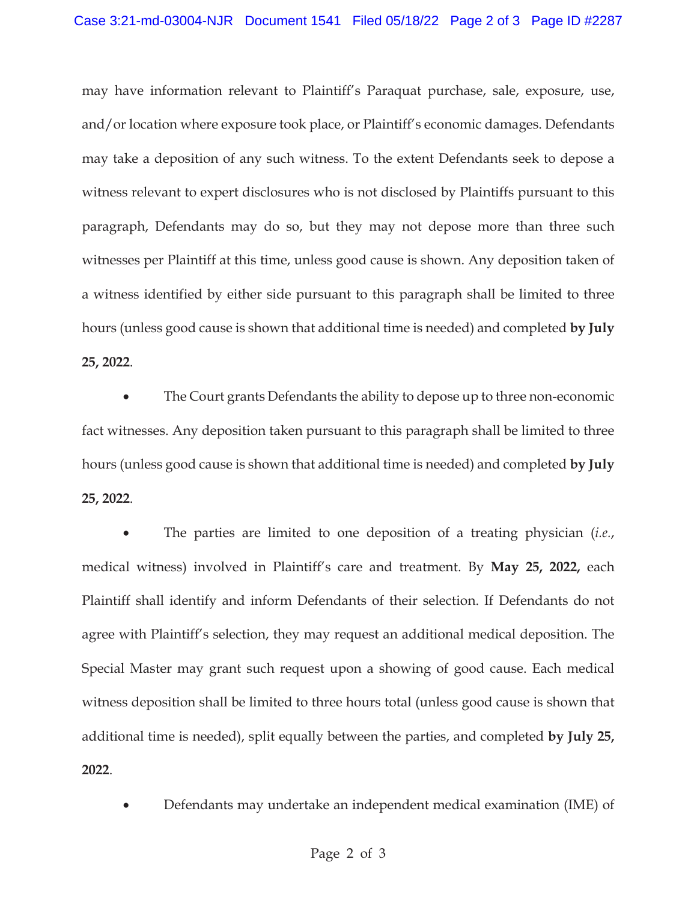may have information relevant to Plaintiff's Paraquat purchase, sale, exposure, use, and/or location where exposure took place, or Plaintiff's economic damages. Defendants may take a deposition of any such witness. To the extent Defendants seek to depose a witness relevant to expert disclosures who is not disclosed by Plaintiffs pursuant to this paragraph, Defendants may do so, but they may not depose more than three such witnesses per Plaintiff at this time, unless good cause is shown. Any deposition taken of a witness identified by either side pursuant to this paragraph shall be limited to three hours (unless good cause is shown that additional time is needed) and completed **by July 25, 2022**.

- The Court grants Defendants the ability to depose up to three non-economic fact witnesses. Any deposition taken pursuant to this paragraph shall be limited to three hours (unless good cause is shown that additional time is needed) and completed **by July 25, 2022**.

- The parties are limited to one deposition of a treating physician (*i.e.*, medical witness) involved in Plaintiff's care and treatment. By **May 25, 2022,** each Plaintiff shall identify and inform Defendants of their selection. If Defendants do not agree with Plaintiff's selection, they may request an additional medical deposition. The Special Master may grant such request upon a showing of good cause. Each medical witness deposition shall be limited to three hours total (unless good cause is shown that additional time is needed), split equally between the parties, and completed **by July 25, 2022**.

- Defendants may undertake an independent medical examination (IME) of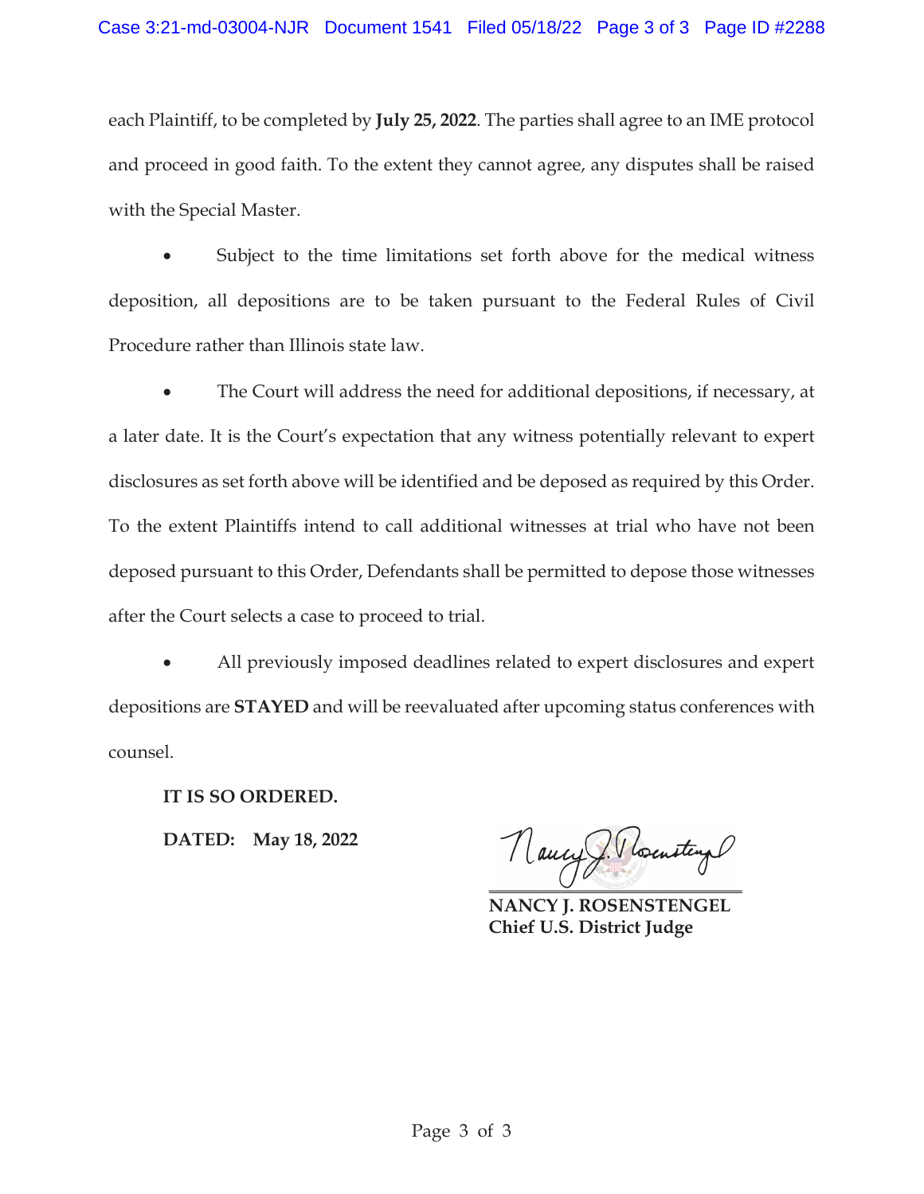each Plaintiff, to be completed by **July 25, 2022**. The parties shall agree to an IME protocol and proceed in good faith. To the extent they cannot agree, any disputes shall be raised with the Special Master.

- Subject to the time limitations set forth above for the medical witness deposition, all depositions are to be taken pursuant to the Federal Rules of Civil Procedure rather than Illinois state law.

- The Court will address the need for additional depositions, if necessary, at a later date. It is the Court's expectation that any witness potentially relevant to expert disclosures as set forth above will be identified and be deposed as required by this Order. To the extent Plaintiffs intend to call additional witnesses at trial who have not been deposed pursuant to this Order, Defendants shall be permitted to depose those witnesses after the Court selects a case to proceed to trial.

- All previously imposed deadlines related to expert disclosures and expert depositions are **STAYED** and will be reevaluated after upcoming status conferences with counsel.

**IT IS SO ORDERED.**

**DATED: May 18, 2022**

**NANCY J. ROSENSTENGEL**
**Chief U.S. District Judge**